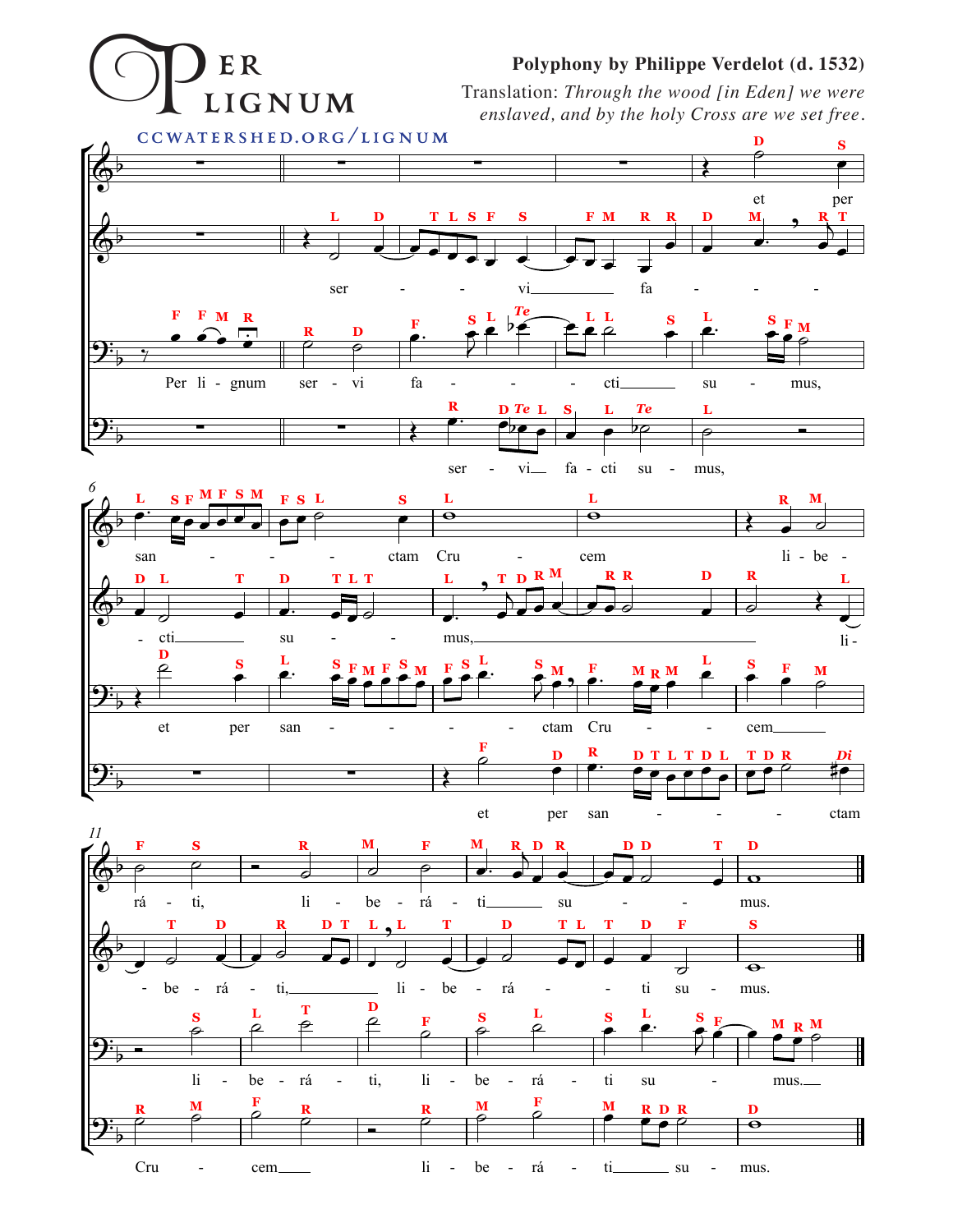# Per Lignum

ccwatershed.org/lignum

**Polyphony by Philippe Verdelot (d. 1532)**

Translation: *Through the wood [in Eden] we were enslaved, and by the holy Cross are we set free.*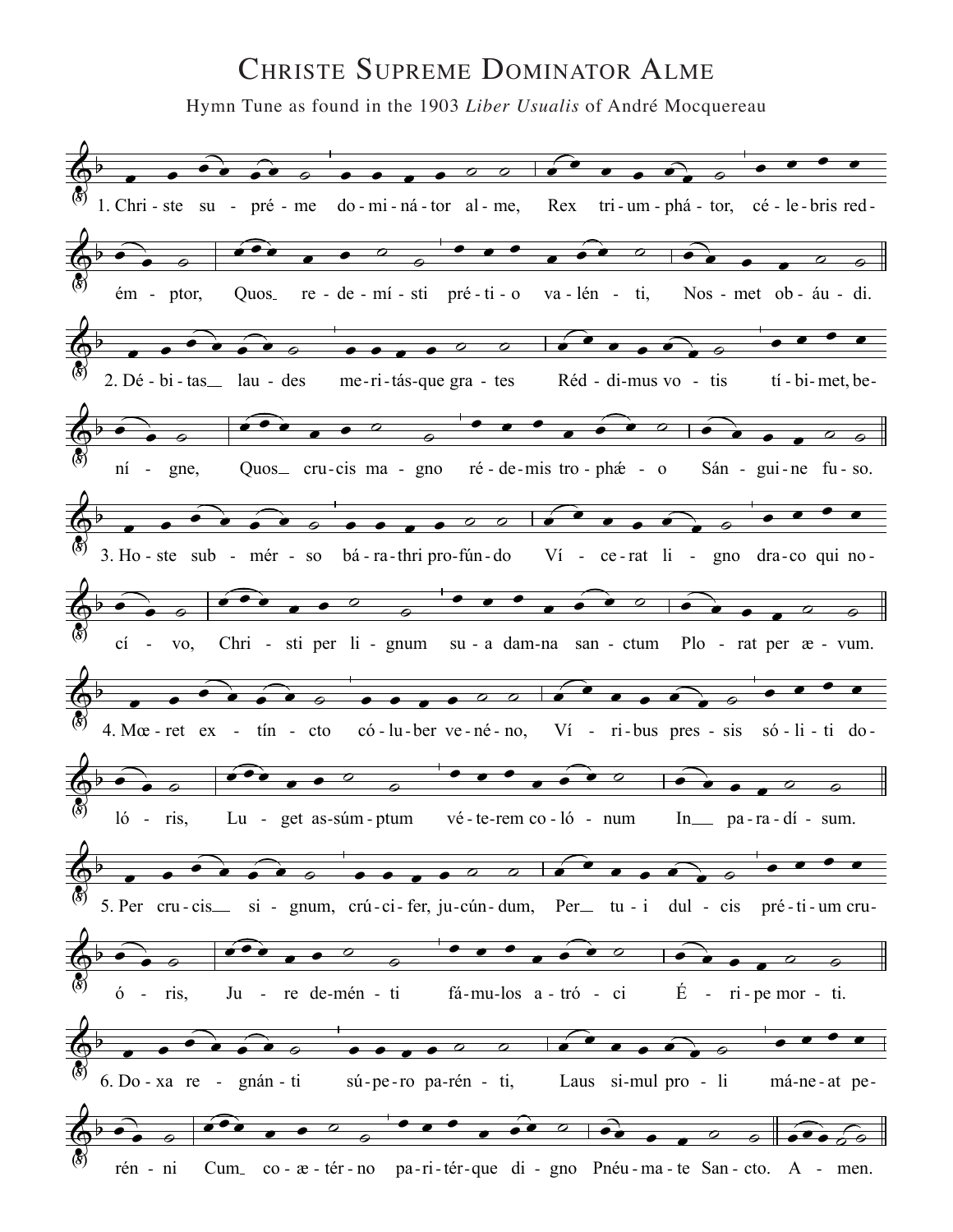# Christe Supreme Dominator Alme

Hymn Tune as found in the 1903 *Liber Usualis* of André Mocquereau

1. Chri - ste su - pré - me do - mi - ná - tor al - me, Rex tri - um - phá - tor, cé - le - bris red - ém - ptor, Quos re - de - mí - sti pré - ti - o va - lén - ti, Nos - met ob - áu - di.

2. Dé - bi - tas lau - des me - ri - tás - que gra - tes Réd - di - mus vo - tis tí - bi - met, be - ní - gne, Quos cru - cis ma - gno ré - de - mis tro - phǽ - o Sán - gui - ne fu - so.

3. Ho - ste sub - mér - so bá - ra - thri pro - fún - do Ví - ce - rat li - gno dra - co qui no - cí - vo, Chri - sti per li - gnum su - a dam - na sanc - tum Plo - rat per æ - vum.

4. Mœ - ret ex - tín - cto có - lu - ber ve - né - no, Ví - ri - bus pres - sis só - li - ti do - ló - ris, Lu - get as - súm - ptum vé - te - rem co - ló - num In pa - ra - dí - sum.

5. Per cru - cis si - gnum, crú - ci - fer, ju - cún - dum, Per tu - i dul - cis pré - ti - um cru - ó - ris, Ju - re de - mén - ti fá - mu - los a - tró - ci É - ri - pe mor - ti.

6. Do - xa re - gnán - ti sú - pe - ro pa - rén - ti, Laus si - mul pro - li má - ne - at pe - rén - ni Cum co - æ - tér - no pa - ri - tér - que di - gno Pnéu - ma - te San - cto. A - men.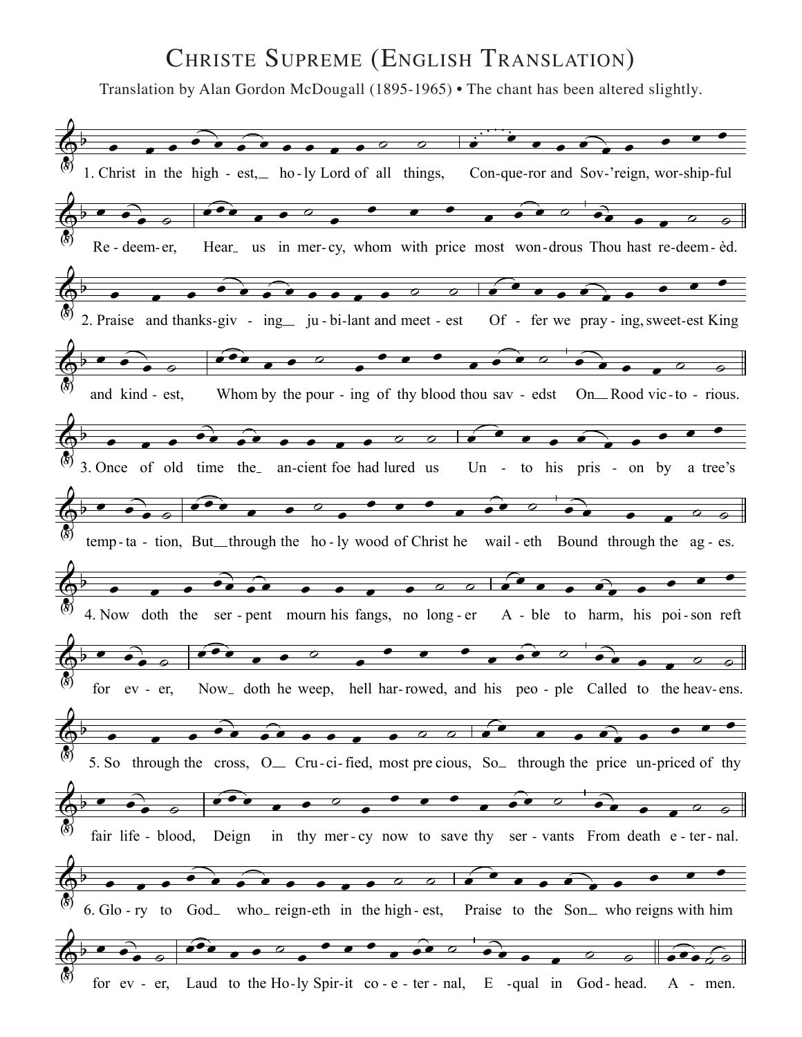# Christe Supreme (English Translation)

Translation by Alan Gordon McDougall (1895-1965) • The chant has been altered slightly.

1. Christ in the high - est, ho - ly Lord of all things, Con - que - ror and Sov - 'reign, wor - ship - ful Re - deem - er, Hear us in mer - cy, whom with price most won - drous Thou hast re - deem - èd.

2. Praise and thanks - giv - ing ju - bi - lant and meet - est Of - fer we pray - ing, sweet - est King and kind - est, Whom by the pour - ing of thy blood thou sav - edst On Rood vic - to - rious.

3. Once of old time the an - cient foe had lured us Un - to his pris - on by a tree's temp - ta - tion, But through the ho - ly wood of Christ he wail - eth Bound through the ag - es.

4. Now doth the ser - pent mourn his fangs, no long - er A - ble to harm, his poi - son reft for ev - er, Now doth he weep, hell har - rowed, and his peo - ple Called to the heav - ens.

5. So through the cross, O Cru - ci - fied, most pre cious, So through the price un - priced of thy fair life - blood, Deign in thy mer - cy now to save thy ser - vants From death e - ter - nal.

6. Glo - ry to God who reign - eth in the high - est, Praise to the Son who reigns with him for ev - er, Laud to the Ho - ly Spir - it co - e - ter - nal, E - qual in God - head. A - men.